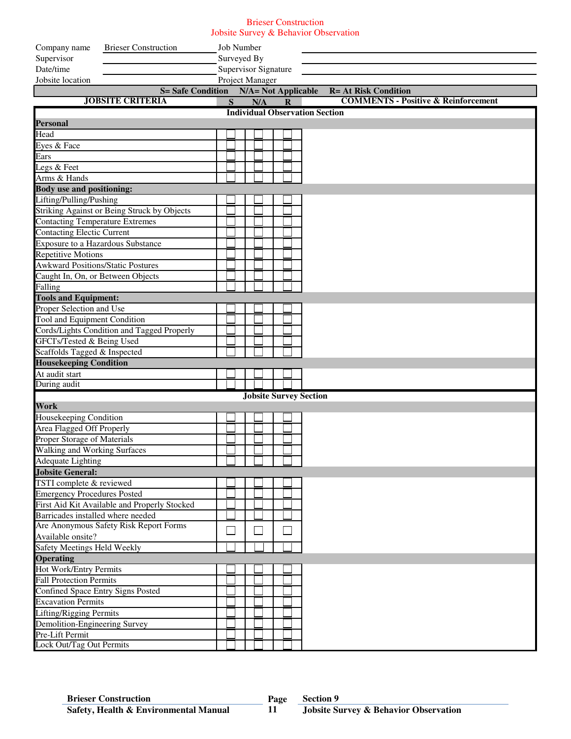# Brieser Construction
## Jobsite Survey & Behavior Observation

| | | | |
|---|---|---|---|
| Company name | Brieser Construction | Job Number | |
| Supervisor | | Surveyed By | |
| Date/time | | Supervisor Signature | |
| Jobsite location | | Project Manager | |

**S= Safe Condition N/A= Not Applicable R= At Risk Condition**

| JOBSITE CRITERIA | S | N/A | R | COMMENTS - Positive & Reinforcement |
|---|---|---|---|---|
| **Individual Observation Section** | | | | |
| **Personal** | | | | |
| Head | ☐ | ☐ | ☐ | |
| Eyes & Face | ☐ | ☐ | ☐ | |
| Ears | ☐ | ☐ | ☐ | |
| Legs & Feet | ☐ | ☐ | ☐ | |
| Arms & Hands | ☐ | ☐ | ☐ | |
| **Body use and positioning:** | | | | |
| Lifting/Pulling/Pushing | ☐ | ☐ | ☐ | |
| Striking Against or Being Struck by Objects | ☐ | ☐ | ☐ | |
| Contacting Temperature Extremes | ☐ | ☐ | ☐ | |
| Contacting Electric Current | ☐ | ☐ | ☐ | |
| Exposure to a Hazardous Substance | ☐ | ☐ | ☐ | |
| Repetitive Motions | ☐ | ☐ | ☐ | |
| Awkward Positions/Static Postures | ☐ | ☐ | ☐ | |
| Caught In, On, or Between Objects | ☐ | ☐ | ☐ | |
| Falling | ☐ | ☐ | ☐ | |
| **Tools and Equipment:** | | | | |
| Proper Selection and Use | ☐ | ☐ | ☐ | |
| Tool and Equipment Condition | ☐ | ☐ | ☐ | |
| Cords/Lights Condition and Tagged Properly | ☐ | ☐ | ☐ | |
| GFCI's/Tested & Being Used | ☐ | ☐ | ☐ | |
| Scaffolds Tagged & Inspected | ☐ | ☐ | ☐ | |
| **Housekeeping Condition** | | | | |
| At audit start | ☐ | ☐ | ☐ | |
| During audit | ☐ | ☐ | ☐ | |
| **Jobsite Survey Section** | | | | |
| **Work** | | | | |
| Housekeeping Condition | ☐ | ☐ | ☐ | |
| Area Flagged Off Properly | ☐ | ☐ | ☐ | |
| Proper Storage of Materials | ☐ | ☐ | ☐ | |
| Walking and Working Surfaces | ☐ | ☐ | ☐ | |
| Adequate Lighting | ☐ | ☐ | ☐ | |
| **Jobsite General:** | | | | |
| TSTI complete & reviewed | ☐ | ☐ | ☐ | |
| Emergency Procedures Posted | ☐ | ☐ | ☐ | |
| First Aid Kit Available and Properly Stocked | ☐ | ☐ | ☐ | |
| Barricades installed where needed | ☐ | ☐ | ☐ | |
| Are Anonymous Safety Risk Report Forms Available onsite? | ☐ | ☐ | ☐ | |
| Safety Meetings Held Weekly | ☐ | ☐ | ☐ | |
| **Operating** | | | | |
| Hot Work/Entry Permits | ☐ | ☐ | ☐ | |
| Fall Protection Permits | ☐ | ☐ | ☐ | |
| Confined Space Entry Signs Posted | ☐ | ☐ | ☐ | |
| Excavation Permits | ☐ | ☐ | ☐ | |
| Lifting/Rigging Permits | ☐ | ☐ | ☐ | |
| Demolition-Engineering Survey | ☐ | ☐ | ☐ | |
| Pre-Lift Permit | ☐ | ☐ | ☐ | |
| Lock Out/Tag Out Permits | ☐ | ☐ | ☐ | |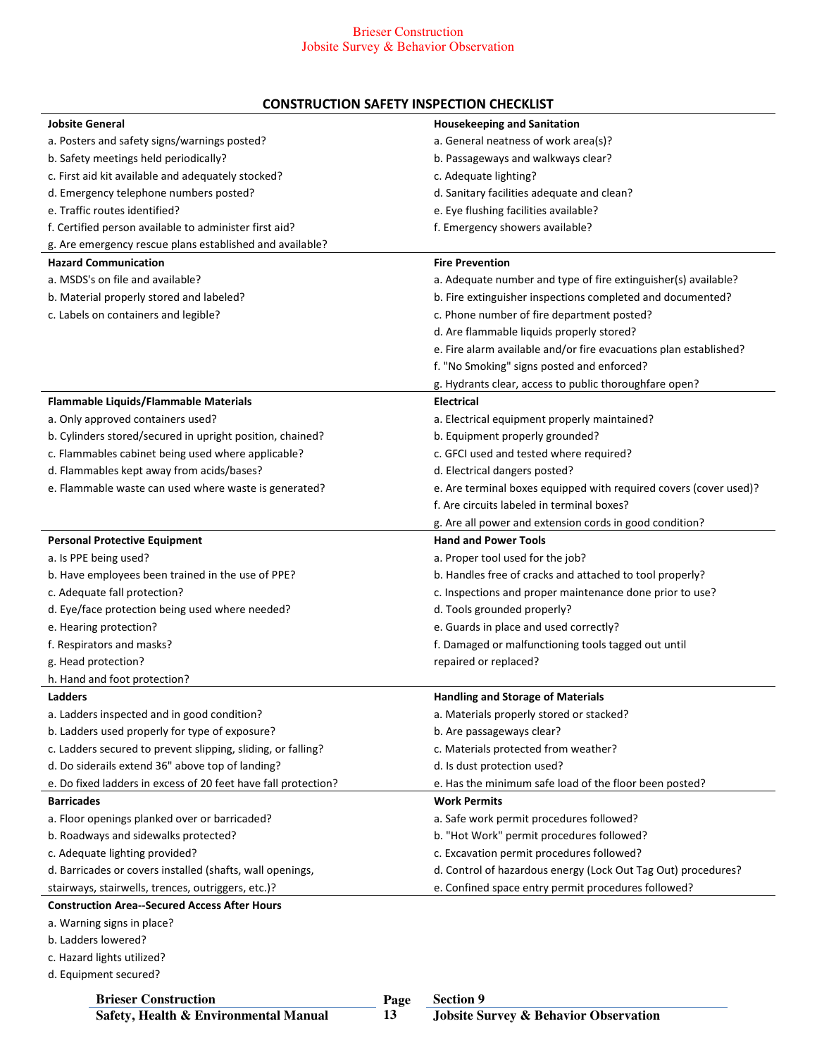## CONSTRUCTION SAFETY INSPECTION CHECKLIST

**Jobsite General**

a. Posters and safety signs/warnings posted?
b. Safety meetings held periodically?
c. First aid kit available and adequately stocked?
d. Emergency telephone numbers posted?
e. Traffic routes identified?
f. Certified person available to administer first aid?
g. Are emergency rescue plans established and available?

**Housekeeping and Sanitation**

a. General neatness of work area(s)?
b. Passageways and walkways clear?
c. Adequate lighting?
d. Sanitary facilities adequate and clean?
e. Eye flushing facilities available?
f. Emergency showers available?

**Hazard Communication**

a. MSDS's on file and available?
b. Material properly stored and labeled?
c. Labels on containers and legible?

**Fire Prevention**

a. Adequate number and type of fire extinguisher(s) available?
b. Fire extinguisher inspections completed and documented?
c. Phone number of fire department posted?
d. Are flammable liquids properly stored?
e. Fire alarm available and/or fire evacuations plan established?
f. "No Smoking" signs posted and enforced?
g. Hydrants clear, access to public thoroughfare open?

**Flammable Liquids/Flammable Materials**

a. Only approved containers used?
b. Cylinders stored/secured in upright position, chained?
c. Flammables cabinet being used where applicable?
d. Flammables kept away from acids/bases?
e. Flammable waste can used where waste is generated?

**Electrical**

a. Electrical equipment properly maintained?
b. Equipment properly grounded?
c. GFCI used and tested where required?
d. Electrical dangers posted?
e. Are terminal boxes equipped with required covers (cover used)?
f. Are circuits labeled in terminal boxes?
g. Are all power and extension cords in good condition?

**Personal Protective Equipment**

a. Is PPE being used?
b. Have employees been trained in the use of PPE?
c. Adequate fall protection?
d. Eye/face protection being used where needed?
e. Hearing protection?
f. Respirators and masks?
g. Head protection?
h. Hand and foot protection?

**Hand and Power Tools**

a. Proper tool used for the job?
b. Handles free of cracks and attached to tool properly?
c. Inspections and proper maintenance done prior to use?
d. Tools grounded properly?
e. Guards in place and used correctly?
f. Damaged or malfunctioning tools tagged out until repaired or replaced?

**Ladders**

a. Ladders inspected and in good condition?
b. Ladders used properly for type of exposure?
c. Ladders secured to prevent slipping, sliding, or falling?
d. Do siderails extend 36" above top of landing?
e. Do fixed ladders in excess of 20 feet have fall protection?

**Handling and Storage of Materials**

a. Materials properly stored or stacked?
b. Are passageways clear?
c. Materials protected from weather?
d. Is dust protection used?
e. Has the minimum safe load of the floor been posted?

**Barricades**

a. Floor openings planked over or barricaded?
b. Roadways and sidewalks protected?
c. Adequate lighting provided?
d. Barricades or covers installed (shafts, wall openings, stairways, stairwells, trences, outriggers, etc.)?

**Work Permits**

a. Safe work permit procedures followed?
b. "Hot Work" permit procedures followed?
c. Excavation permit procedures followed?
d. Control of hazardous energy (Lock Out Tag Out) procedures?
e. Confined space entry permit procedures followed?

**Construction Area--Secured Access After Hours**

a. Warning signs in place?
b. Ladders lowered?
c. Hazard lights utilized?
d. Equipment secured?